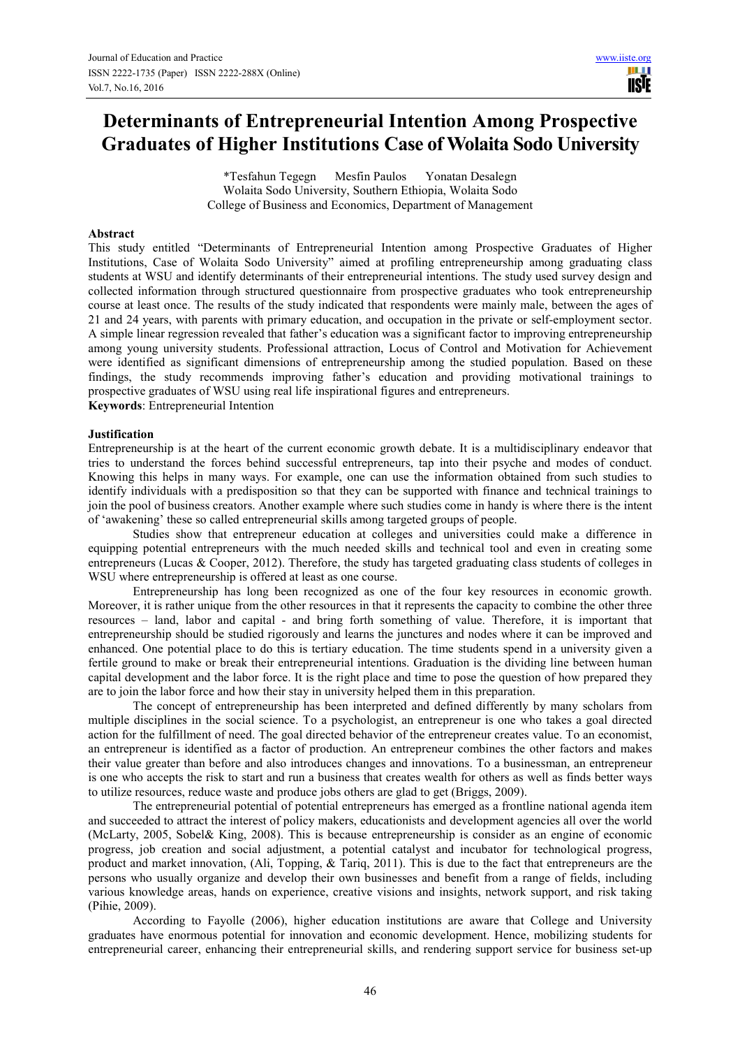# Determinants of Entrepreneurial Intention Among Prospective Graduates of Higher Institutions Case of Wolaita Sodo University

*Tesfahun Tegegn Mesfin Paulos Yonatan Desalegn
Wolaita Sodo University, Southern Ethiopia, Wolaita Sodo
College of Business and Economics, Department of Management

## Abstract

This study entitled "Determinants of Entrepreneurial Intention among Prospective Graduates of Higher Institutions, Case of Wolaita Sodo University" aimed at profiling entrepreneurship among graduating class students at WSU and identify determinants of their entrepreneurial intentions. The study used survey design and collected information through structured questionnaire from prospective graduates who took entrepreneurship course at least once. The results of the study indicated that respondents were mainly male, between the ages of 21 and 24 years, with parents with primary education, and occupation in the private or self-employment sector. A simple linear regression revealed that father's education was a significant factor to improving entrepreneurship among young university students. Professional attraction, Locus of Control and Motivation for Achievement were identified as significant dimensions of entrepreneurship among the studied population. Based on these findings, the study recommends improving father's education and providing motivational trainings to prospective graduates of WSU using real life inspirational figures and entrepreneurs.

**Keywords**: Entrepreneurial Intention

## Justification

Entrepreneurship is at the heart of the current economic growth debate. It is a multidisciplinary endeavor that tries to understand the forces behind successful entrepreneurs, tap into their psyche and modes of conduct. Knowing this helps in many ways. For example, one can use the information obtained from such studies to identify individuals with a predisposition so that they can be supported with finance and technical trainings to join the pool of business creators. Another example where such studies come in handy is where there is the intent of 'awakening' these so called entrepreneurial skills among targeted groups of people.

Studies show that entrepreneur education at colleges and universities could make a difference in equipping potential entrepreneurs with the much needed skills and technical tool and even in creating some entrepreneurs (Lucas & Cooper, 2012). Therefore, the study has targeted graduating class students of colleges in WSU where entrepreneurship is offered at least as one course.

Entrepreneurship has long been recognized as one of the four key resources in economic growth. Moreover, it is rather unique from the other resources in that it represents the capacity to combine the other three resources – land, labor and capital - and bring forth something of value. Therefore, it is important that entrepreneurship should be studied rigorously and learns the junctures and nodes where it can be improved and enhanced. One potential place to do this is tertiary education. The time students spend in a university given a fertile ground to make or break their entrepreneurial intentions. Graduation is the dividing line between human capital development and the labor force. It is the right place and time to pose the question of how prepared they are to join the labor force and how their stay in university helped them in this preparation.

The concept of entrepreneurship has been interpreted and defined differently by many scholars from multiple disciplines in the social science. To a psychologist, an entrepreneur is one who takes a goal directed action for the fulfillment of need. The goal directed behavior of the entrepreneur creates value. To an economist, an entrepreneur is identified as a factor of production. An entrepreneur combines the other factors and makes their value greater than before and also introduces changes and innovations. To a businessman, an entrepreneur is one who accepts the risk to start and run a business that creates wealth for others as well as finds better ways to utilize resources, reduce waste and produce jobs others are glad to get (Briggs, 2009).

The entrepreneurial potential of potential entrepreneurs has emerged as a frontline national agenda item and succeeded to attract the interest of policy makers, educationists and development agencies all over the world (McLarty, 2005, Sobel& King, 2008). This is because entrepreneurship is consider as an engine of economic progress, job creation and social adjustment, a potential catalyst and incubator for technological progress, product and market innovation, (Ali, Topping, & Tariq, 2011). This is due to the fact that entrepreneurs are the persons who usually organize and develop their own businesses and benefit from a range of fields, including various knowledge areas, hands on experience, creative visions and insights, network support, and risk taking (Pihie, 2009).

According to Fayolle (2006), higher education institutions are aware that College and University graduates have enormous potential for innovation and economic development. Hence, mobilizing students for entrepreneurial career, enhancing their entrepreneurial skills, and rendering support service for business set-up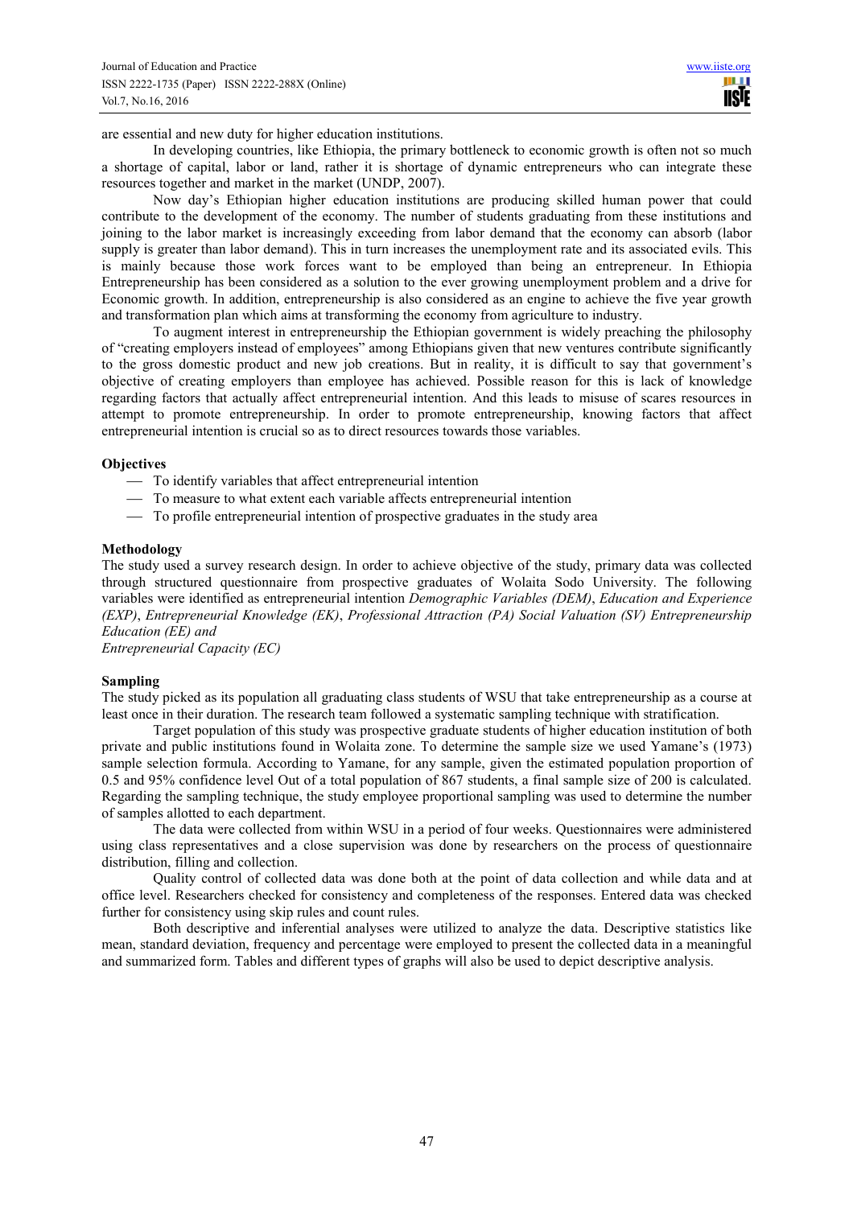are essential and new duty for higher education institutions.

In developing countries, like Ethiopia, the primary bottleneck to economic growth is often not so much a shortage of capital, labor or land, rather it is shortage of dynamic entrepreneurs who can integrate these resources together and market in the market (UNDP, 2007).

Now day's Ethiopian higher education institutions are producing skilled human power that could contribute to the development of the economy. The number of students graduating from these institutions and joining to the labor market is increasingly exceeding from labor demand that the economy can absorb (labor supply is greater than labor demand). This in turn increases the unemployment rate and its associated evils. This is mainly because those work forces want to be employed than being an entrepreneur. In Ethiopia Entrepreneurship has been considered as a solution to the ever growing unemployment problem and a drive for Economic growth. In addition, entrepreneurship is also considered as an engine to achieve the five year growth and transformation plan which aims at transforming the economy from agriculture to industry.

To augment interest in entrepreneurship the Ethiopian government is widely preaching the philosophy of "creating employers instead of employees" among Ethiopians given that new ventures contribute significantly to the gross domestic product and new job creations. But in reality, it is difficult to say that government's objective of creating employers than employee has achieved. Possible reason for this is lack of knowledge regarding factors that actually affect entrepreneurial intention. And this leads to misuse of scares resources in attempt to promote entrepreneurship. In order to promote entrepreneurship, knowing factors that affect entrepreneurial intention is crucial so as to direct resources towards those variables.

**Objectives**

- To identify variables that affect entrepreneurial intention
- To measure to what extent each variable affects entrepreneurial intention
- To profile entrepreneurial intention of prospective graduates in the study area

**Methodology**

The study used a survey research design. In order to achieve objective of the study, primary data was collected through structured questionnaire from prospective graduates of Wolaita Sodo University. The following variables were identified as entrepreneurial intention *Demographic Variables (DEM)*, *Education and Experience (EXP)*, *Entrepreneurial Knowledge (EK)*, *Professional Attraction (PA) Social Valuation (SV) Entrepreneurship Education (EE) and*
*Entrepreneurial Capacity (EC)*

**Sampling**

The study picked as its population all graduating class students of WSU that take entrepreneurship as a course at least once in their duration. The research team followed a systematic sampling technique with stratification.

Target population of this study was prospective graduate students of higher education institution of both private and public institutions found in Wolaita zone. To determine the sample size we used Yamane's (1973) sample selection formula. According to Yamane, for any sample, given the estimated population proportion of 0.5 and 95% confidence level Out of a total population of 867 students, a final sample size of 200 is calculated. Regarding the sampling technique, the study employee proportional sampling was used to determine the number of samples allotted to each department.

The data were collected from within WSU in a period of four weeks. Questionnaires were administered using class representatives and a close supervision was done by researchers on the process of questionnaire distribution, filling and collection.

Quality control of collected data was done both at the point of data collection and while data and at office level. Researchers checked for consistency and completeness of the responses. Entered data was checked further for consistency using skip rules and count rules.

Both descriptive and inferential analyses were utilized to analyze the data. Descriptive statistics like mean, standard deviation, frequency and percentage were employed to present the collected data in a meaningful and summarized form. Tables and different types of graphs will also be used to depict descriptive analysis.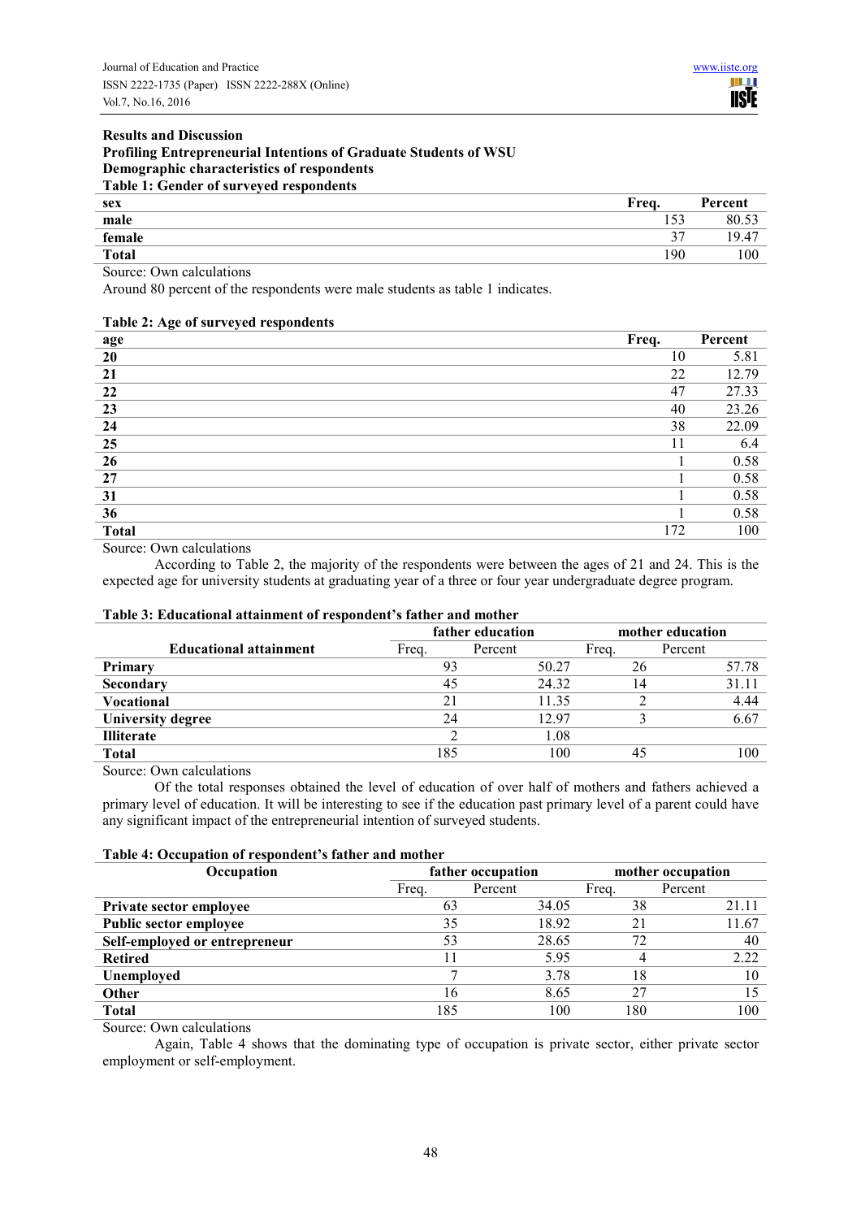## Results and Discussion

### Profiling Entrepreneurial Intentions of Graduate Students of WSU

#### Demographic characteristics of respondents

**Table 1: Gender of surveyed respondents**

| sex | Freq. | Percent |
|---|---|---|
| male | 153 | 80.53 |
| female | 37 | 19.47 |
| Total | 190 | 100 |

Source: Own calculations

Around 80 percent of the respondents were male students as table 1 indicates.

**Table 2: Age of surveyed respondents**

| age | Freq. | Percent |
|---|---|---|
| 20 | 10 | 5.81 |
| 21 | 22 | 12.79 |
| 22 | 47 | 27.33 |
| 23 | 40 | 23.26 |
| 24 | 38 | 22.09 |
| 25 | 11 | 6.4 |
| 26 | 1 | 0.58 |
| 27 | 1 | 0.58 |
| 31 | 1 | 0.58 |
| 36 | 1 | 0.58 |
| Total | 172 | 100 |

Source: Own calculations

According to Table 2, the majority of the respondents were between the ages of 21 and 24. This is the expected age for university students at graduating year of a three or four year undergraduate degree program.

**Table 3: Educational attainment of respondent's father and mother**

| | father education | | mother education | |
|---|---|---|---|---|
| **Educational attainment** | Freq. | Percent | Freq. | Percent |
| Primary | 93 | 50.27 | 26 | 57.78 |
| Secondary | 45 | 24.32 | 14 | 31.11 |
| Vocational | 21 | 11.35 | 2 | 4.44 |
| University degree | 24 | 12.97 | 3 | 6.67 |
| Illiterate | 2 | 1.08 | | |
| Total | 185 | 100 | 45 | 100 |

Source: Own calculations

Of the total responses obtained the level of education of over half of mothers and fathers achieved a primary level of education. It will be interesting to see if the education past primary level of a parent could have any significant impact of the entrepreneurial intention of surveyed students.

**Table 4: Occupation of respondent's father and mother**

| Occupation | father occupation | | mother occupation | |
|---|---|---|---|---|
| | Freq. | Percent | Freq. | Percent |
| Private sector employee | 63 | 34.05 | 38 | 21.11 |
| Public sector employee | 35 | 18.92 | 21 | 11.67 |
| Self-employed or entrepreneur | 53 | 28.65 | 72 | 40 |
| Retired | 11 | 5.95 | 4 | 2.22 |
| Unemployed | 7 | 3.78 | 18 | 10 |
| Other | 16 | 8.65 | 27 | 15 |
| Total | 185 | 100 | 180 | 100 |

Source: Own calculations

Again, Table 4 shows that the dominating type of occupation is private sector, either private sector employment or self-employment.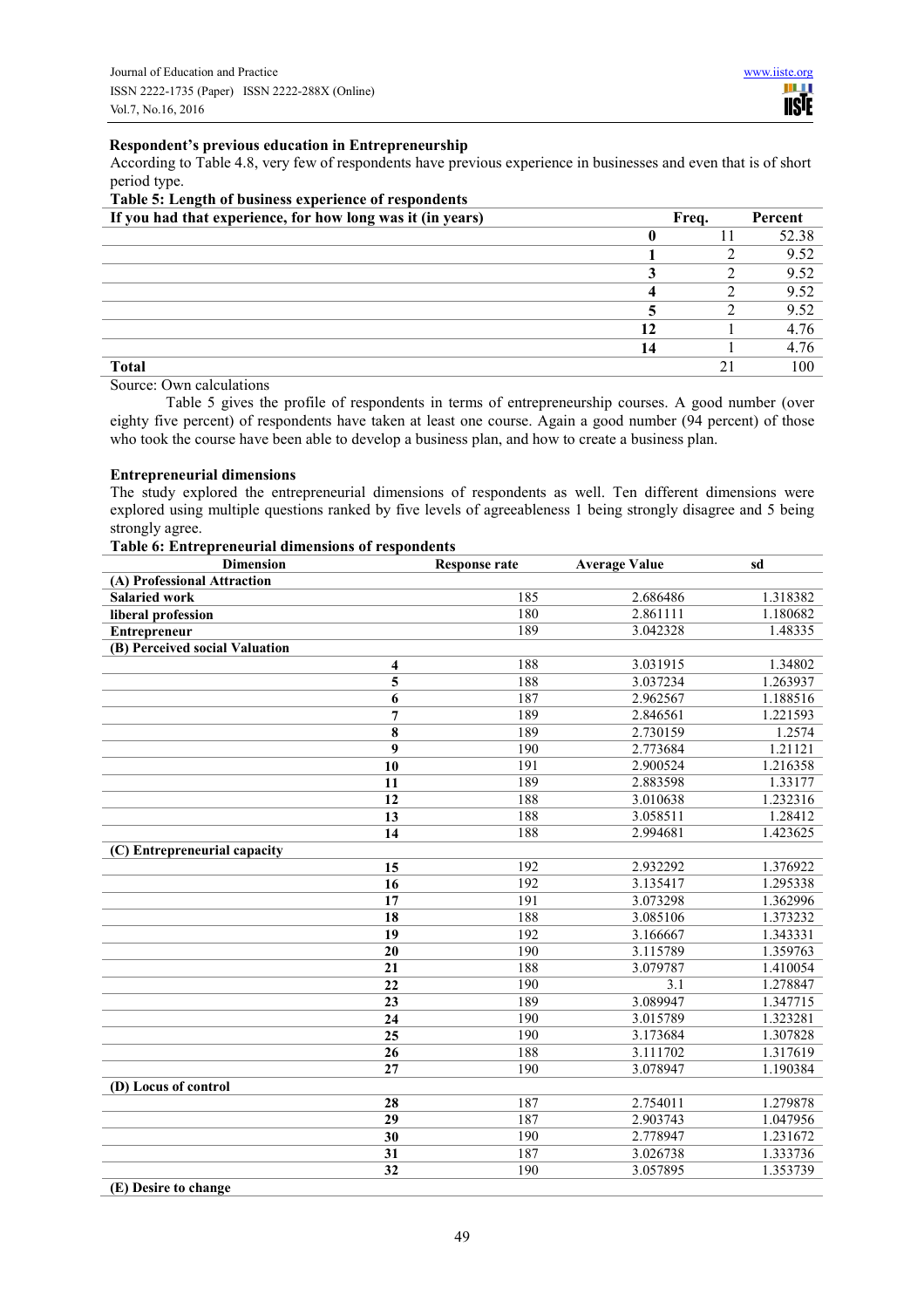### Respondent's previous education in Entrepreneurship

According to Table 4.8, very few of respondents have previous experience in businesses and even that is of short period type.

**Table 5: Length of business experience of respondents**

| If you had that experience, for how long was it (in years) | | Freq. | Percent |
|---|---|---|---|
| | **0** | 11 | 52.38 |
| | **1** | 2 | 9.52 |
| | **3** | 2 | 9.52 |
| | **4** | 2 | 9.52 |
| | **5** | 2 | 9.52 |
| | **12** | 1 | 4.76 |
| | **14** | 1 | 4.76 |
| **Total** | | 21 | 100 |

Source: Own calculations

Table 5 gives the profile of respondents in terms of entrepreneurship courses. A good number (over eighty five percent) of respondents have taken at least one course. Again a good number (94 percent) of those who took the course have been able to develop a business plan, and how to create a business plan.

### Entrepreneurial dimensions

The study explored the entrepreneurial dimensions of respondents as well. Ten different dimensions were explored using multiple questions ranked by five levels of agreeableness 1 being strongly disagree and 5 being strongly agree.

**Table 6: Entrepreneurial dimensions of respondents**

| Dimension | Response rate | Average Value | sd |
|---|---|---|---|
| **(A) Professional Attraction** | | | |
| **Salaried work** | 185 | 2.686486 | 1.318382 |
| **liberal profession** | 180 | 2.861111 | 1.180682 |
| **Entrepreneur** | 189 | 3.042328 | 1.48335 |
| **(B) Perceived social Valuation** | | | |
| **4** | 188 | 3.031915 | 1.34802 |
| **5** | 188 | 3.037234 | 1.263937 |
| **6** | 187 | 2.962567 | 1.188516 |
| **7** | 189 | 2.846561 | 1.221593 |
| **8** | 189 | 2.730159 | 1.2574 |
| **9** | 190 | 2.773684 | 1.21121 |
| **10** | 191 | 2.900524 | 1.216358 |
| **11** | 189 | 2.883598 | 1.33177 |
| **12** | 188 | 3.010638 | 1.232316 |
| **13** | 188 | 3.058511 | 1.28412 |
| **14** | 188 | 2.994681 | 1.423625 |
| **(C) Entrepreneurial capacity** | | | |
| **15** | 192 | 2.932292 | 1.376922 |
| **16** | 192 | 3.135417 | 1.295338 |
| **17** | 191 | 3.073298 | 1.362996 |
| **18** | 188 | 3.085106 | 1.373232 |
| **19** | 192 | 3.166667 | 1.343331 |
| **20** | 190 | 3.115789 | 1.359763 |
| **21** | 188 | 3.079787 | 1.410054 |
| **22** | 190 | 3.1 | 1.278847 |
| **23** | 189 | 3.089947 | 1.347715 |
| **24** | 190 | 3.015789 | 1.323281 |
| **25** | 190 | 3.173684 | 1.307828 |
| **26** | 188 | 3.111702 | 1.317619 |
| **27** | 190 | 3.078947 | 1.190384 |
| **(D) Locus of control** | | | |
| **28** | 187 | 2.754011 | 1.279878 |
| **29** | 187 | 2.903743 | 1.047956 |
| **30** | 190 | 2.778947 | 1.231672 |
| **31** | 187 | 3.026738 | 1.333736 |
| **32** | 190 | 3.057895 | 1.353739 |
| **(E) Desire to change** | | | |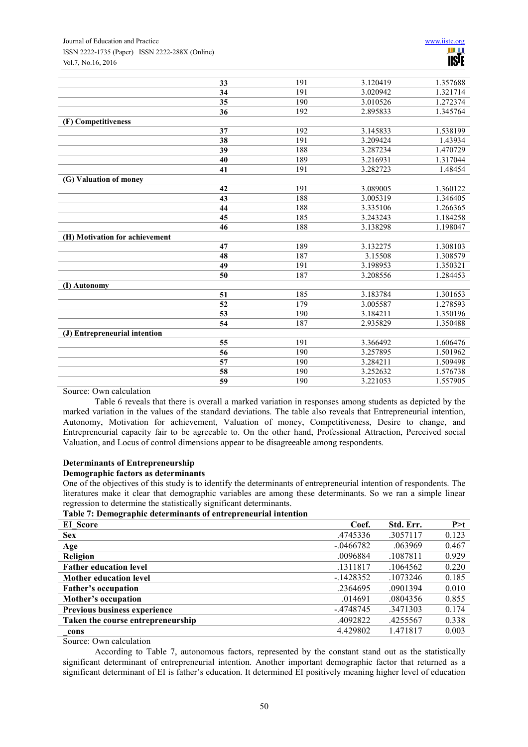| | | | |
|---|---|---|---|
| 33 | 191 | 3.120419 | 1.357688 |
| 34 | 191 | 3.020942 | 1.321714 |
| 35 | 190 | 3.010526 | 1.272374 |
| 36 | 192 | 2.895833 | 1.345764 |
| **(F) Competitiveness** | | | |
| 37 | 192 | 3.145833 | 1.538199 |
| 38 | 191 | 3.209424 | 1.43934 |
| 39 | 188 | 3.287234 | 1.470729 |
| 40 | 189 | 3.216931 | 1.317044 |
| 41 | 191 | 3.282723 | 1.48454 |
| **(G) Valuation of money** | | | |
| 42 | 191 | 3.089005 | 1.360122 |
| 43 | 188 | 3.005319 | 1.346405 |
| 44 | 188 | 3.335106 | 1.266365 |
| 45 | 185 | 3.243243 | 1.184258 |
| 46 | 188 | 3.138298 | 1.198047 |
| **(H) Motivation for achievement** | | | |
| 47 | 189 | 3.132275 | 1.308103 |
| 48 | 187 | 3.15508 | 1.308579 |
| 49 | 191 | 3.198953 | 1.350321 |
| 50 | 187 | 3.208556 | 1.284453 |
| **(I) Autonomy** | | | |
| 51 | 185 | 3.183784 | 1.301653 |
| 52 | 179 | 3.005587 | 1.278593 |
| 53 | 190 | 3.184211 | 1.350196 |
| 54 | 187 | 2.935829 | 1.350488 |
| **(J) Entrepreneurial intention** | | | |
| 55 | 191 | 3.366492 | 1.606476 |
| 56 | 190 | 3.257895 | 1.501962 |
| 57 | 190 | 3.284211 | 1.509498 |
| 58 | 190 | 3.252632 | 1.576738 |
| 59 | 190 | 3.221053 | 1.557905 |

Source: Own calculation

Table 6 reveals that there is overall a marked variation in responses among students as depicted by the marked variation in the values of the standard deviations. The table also reveals that Entrepreneurial intention, Autonomy, Motivation for achievement, Valuation of money, Competitiveness, Desire to change, and Entrepreneurial capacity fair to be agreeable to. On the other hand, Professional Attraction, Perceived social Valuation, and Locus of control dimensions appear to be disagreeable among respondents.

### Determinants of Entrepreneurship

#### Demographic factors as determinants

One of the objectives of this study is to identify the determinants of entrepreneurial intention of respondents. The literatures make it clear that demographic variables are among these determinants. So we ran a simple linear regression to determine the statistically significant determinants.

**Table 7: Demographic determinants of entrepreneurial intention**

| EI_Score | Coef. | Std. Err. | P>t |
|---|---|---|---|
| **Sex** | .4745336 | .3057117 | 0.123 |
| **Age** | -.0466782 | .063969 | 0.467 |
| **Religion** | .0096884 | .1087811 | 0.929 |
| **Father education level** | .1311817 | .1064562 | 0.220 |
| **Mother education level** | -.1428352 | .1073246 | 0.185 |
| **Father's occupation** | .2364695 | .0901394 | 0.010 |
| **Mother's occupation** | .014691 | .0804356 | 0.855 |
| **Previous business experience** | -.4748745 | .3471303 | 0.174 |
| **Taken the course entrepreneurship** | .4092822 | .4255567 | 0.338 |
| **_cons** | 4.429802 | 1.471817 | 0.003 |

Source: Own calculation

According to Table 7, autonomous factors, represented by the constant stand out as the statistically significant determinant of entrepreneurial intention. Another important demographic factor that returned as a significant determinant of EI is father's education. It determined EI positively meaning higher level of education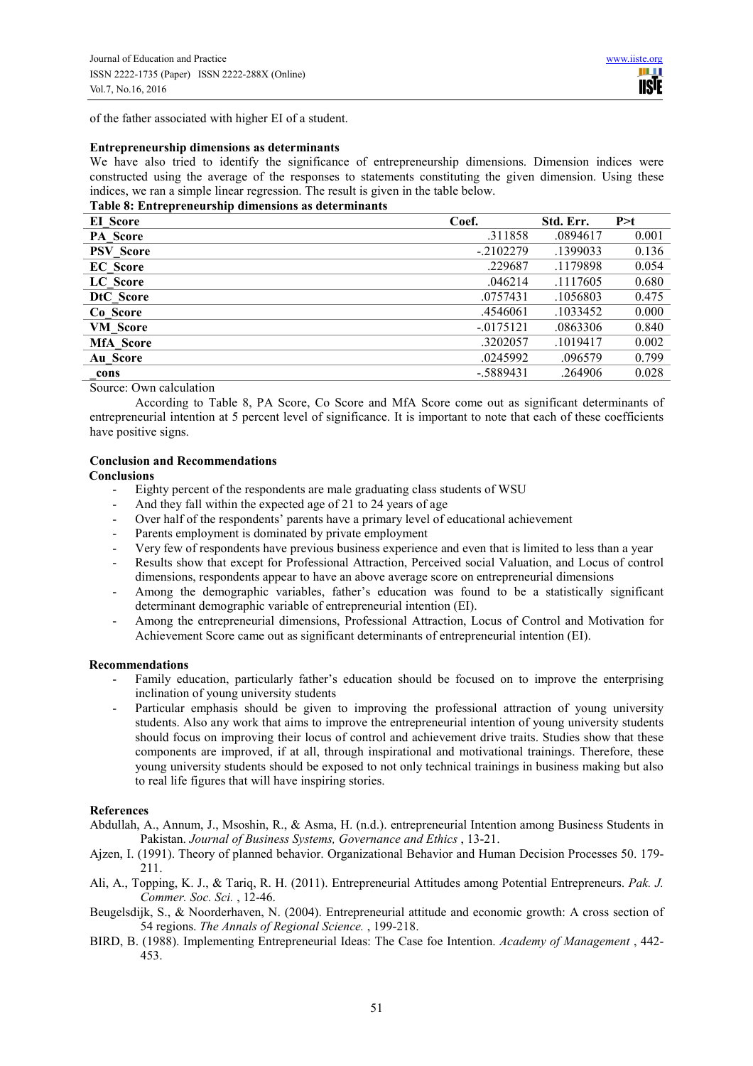of the father associated with higher EI of a student.

**Entrepreneurship dimensions as determinants**

We have also tried to identify the significance of entrepreneurship dimensions. Dimension indices were constructed using the average of the responses to statements constituting the given dimension. Using these indices, we ran a simple linear regression. The result is given in the table below.

**Table 8: Entrepreneurship dimensions as determinants**

| EI_Score | Coef. | Std. Err. | P>t |
|---|---|---|---|
| PA_Score | .311858 | .0894617 | 0.001 |
| PSV_Score | -.2102279 | .1399033 | 0.136 |
| EC_Score | .229687 | .1179898 | 0.054 |
| LC_Score | .046214 | .1117605 | 0.680 |
| DtC_Score | .0757431 | .1056803 | 0.475 |
| Co_Score | .4546061 | .1033452 | 0.000 |
| VM_Score | -.0175121 | .0863306 | 0.840 |
| MfA_Score | .3202057 | .1019417 | 0.002 |
| Au_Score | .0245992 | .096579 | 0.799 |
| _cons | -.5889431 | .264906 | 0.028 |

Source: Own calculation

According to Table 8, PA Score, Co Score and MfA Score come out as significant determinants of entrepreneurial intention at 5 percent level of significance. It is important to note that each of these coefficients have positive signs.

## Conclusion and Recommendations

### Conclusions

- Eighty percent of the respondents are male graduating class students of WSU
- And they fall within the expected age of 21 to 24 years of age
- Over half of the respondents' parents have a primary level of educational achievement
- Parents employment is dominated by private employment
- Very few of respondents have previous business experience and even that is limited to less than a year
- Results show that except for Professional Attraction, Perceived social Valuation, and Locus of control dimensions, respondents appear to have an above average score on entrepreneurial dimensions
- Among the demographic variables, father's education was found to be a statistically significant determinant demographic variable of entrepreneurial intention (EI).
- Among the entrepreneurial dimensions, Professional Attraction, Locus of Control and Motivation for Achievement Score came out as significant determinants of entrepreneurial intention (EI).

### Recommendations

- Family education, particularly father's education should be focused on to improve the enterprising inclination of young university students
- Particular emphasis should be given to improving the professional attraction of young university students. Also any work that aims to improve the entrepreneurial intention of young university students should focus on improving their locus of control and achievement drive traits. Studies show that these components are improved, if at all, through inspirational and motivational trainings. Therefore, these young university students should be exposed to not only technical trainings in business making but also to real life figures that will have inspiring stories.

## References

Abdullah, A., Annum, J., Msoshin, R., & Asma, H. (n.d.). entrepreneurial Intention among Business Students in Pakistan. *Journal of Business Systems, Governance and Ethics* , 13-21.

Ajzen, I. (1991). Theory of planned behavior. Organizational Behavior and Human Decision Processes 50. 179-211.

Ali, A., Topping, K. J., & Tariq, R. H. (2011). Entrepreneurial Attitudes among Potential Entrepreneurs. *Pak. J. Commer. Soc. Sci.* , 12-46.

Beugelsdijk, S., & Noorderhaven, N. (2004). Entrepreneurial attitude and economic growth: A cross section of 54 regions. *The Annals of Regional Science.* , 199-218.

BIRD, B. (1988). Implementing Entrepreneurial Ideas: The Case foe Intention. *Academy of Management* , 442-453.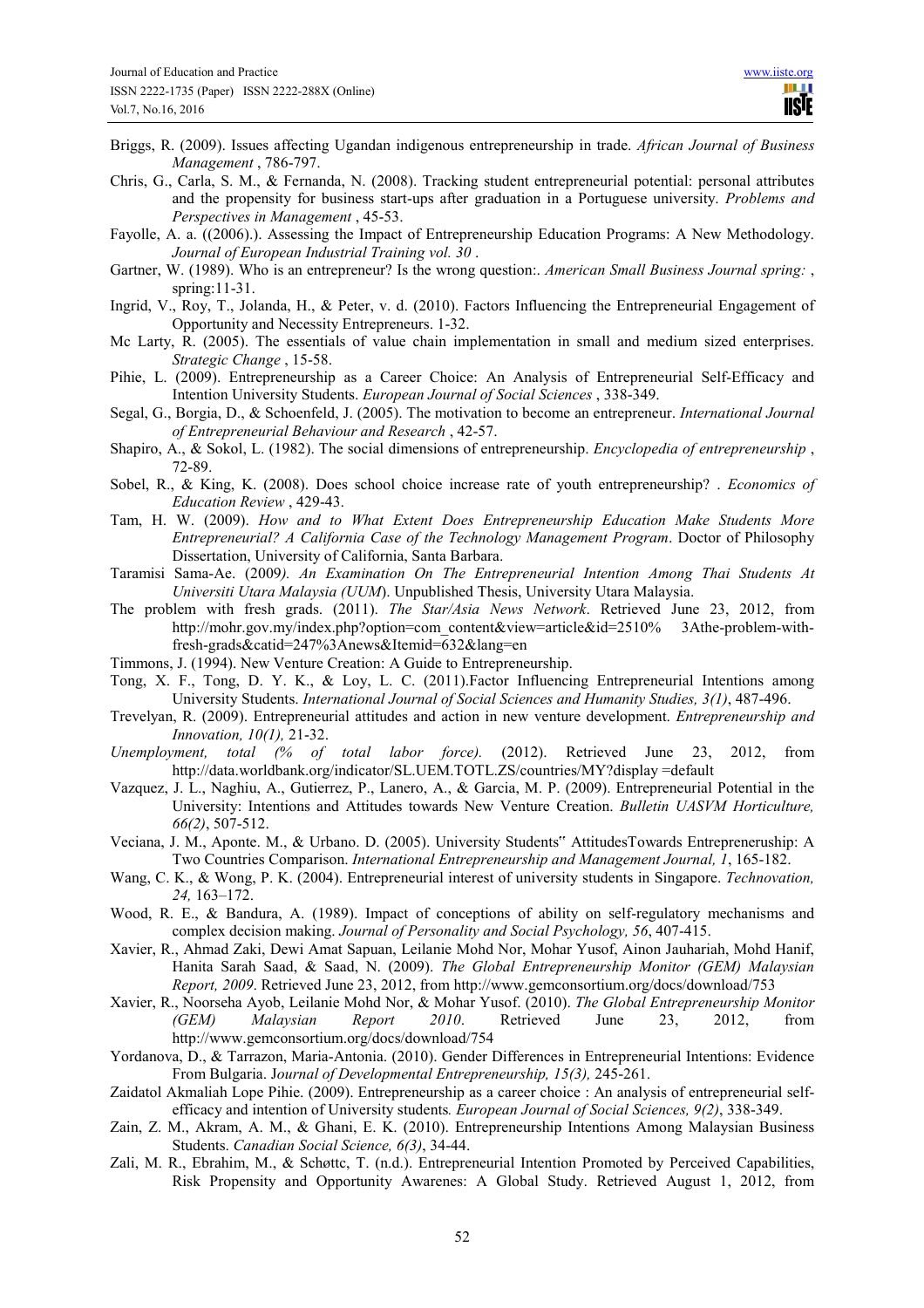Briggs, R. (2009). Issues affecting Ugandan indigenous entrepreneurship in trade. *African Journal of Business Management* , 786-797.

Chris, G., Carla, S. M., & Fernanda, N. (2008). Tracking student entrepreneurial potential: personal attributes and the propensity for business start-ups after graduation in a Portuguese university. *Problems and Perspectives in Management* , 45-53.

Fayolle, A. a. ((2006).). Assessing the Impact of Entrepreneurship Education Programs: A New Methodology. *Journal of European Industrial Training vol. 30* .

Gartner, W. (1989). Who is an entrepreneur? Is the wrong question:. *American Small Business Journal spring:* , spring:11-31.

Ingrid, V., Roy, T., Jolanda, H., & Peter, v. d. (2010). Factors Influencing the Entrepreneurial Engagement of Opportunity and Necessity Entrepreneurs. 1-32.

Mc Larty, R. (2005). The essentials of value chain implementation in small and medium sized enterprises. *Strategic Change* , 15-58.

Pihie, L. (2009). Entrepreneurship as a Career Choice: An Analysis of Entrepreneurial Self-Efficacy and Intention University Students. *European Journal of Social Sciences* , 338-349.

Segal, G., Borgia, D., & Schoenfeld, J. (2005). The motivation to become an entrepreneur. *International Journal of Entrepreneurial Behaviour and Research* , 42-57.

Shapiro, A., & Sokol, L. (1982). The social dimensions of entrepreneurship. *Encyclopedia of entrepreneurship* , 72-89.

Sobel, R., & King, K. (2008). Does school choice increase rate of youth entrepreneurship? . *Economics of Education Review* , 429-43.

Tam, H. W. (2009). *How and to What Extent Does Entrepreneurship Education Make Students More Entrepreneurial? A California Case of the Technology Management Program*. Doctor of Philosophy Dissertation, University of California, Santa Barbara.

Taramisi Sama-Ae. (2009*). An Examination On The Entrepreneurial Intention Among Thai Students At Universiti Utara Malaysia (UUM*). Unpublished Thesis, University Utara Malaysia.

The problem with fresh grads. (2011). *The Star/Asia News Network*. Retrieved June 23, 2012, from http://mohr.gov.my/index.php?option=com_content&view=article&id=2510% 3Athe-problem-with-fresh-grads&catid=247%3Anews&Itemid=632&lang=en

Timmons, J. (1994). New Venture Creation: A Guide to Entrepreneurship.

Tong, X. F., Tong, D. Y. K., & Loy, L. C. (2011).Factor Influencing Entrepreneurial Intentions among University Students. *International Journal of Social Sciences and Humanity Studies, 3(1)*, 487-496.

Trevelyan, R. (2009). Entrepreneurial attitudes and action in new venture development. *Entrepreneurship and Innovation, 10(1),* 21-32.

*Unemployment, total (% of total labor force).* (2012). Retrieved June 23, 2012, from http://data.worldbank.org/indicator/SL.UEM.TOTL.ZS/countries/MY?display =default

Vazquez, J. L., Naghiu, A., Gutierrez, P., Lanero, A., & Garcia, M. P. (2009). Entrepreneurial Potential in the University: Intentions and Attitudes towards New Venture Creation. *Bulletin UASVM Horticulture, 66(2)*, 507-512.

Veciana, J. M., Aponte. M., & Urbano. D. (2005). University Students" AttitudesTowards Entreprenerurship: A Two Countries Comparison. *International Entrepreneurship and Management Journal, 1*, 165-182.

Wang, C. K., & Wong, P. K. (2004). Entrepreneurial interest of university students in Singapore. *Technovation, 24,* 163–172.

Wood, R. E., & Bandura, A. (1989). Impact of conceptions of ability on self-regulatory mechanisms and complex decision making. *Journal of Personality and Social Psychology, 56*, 407-415.

Xavier, R., Ahmad Zaki, Dewi Amat Sapuan, Leilanie Mohd Nor, Mohar Yusof, Ainon Jauhariah, Mohd Hanif, Hanita Sarah Saad, & Saad, N. (2009). *The Global Entrepreneurship Monitor (GEM) Malaysian Report, 2009*. Retrieved June 23, 2012, from http://www.gemconsortium.org/docs/download/753

Xavier, R., Noorseha Ayob, Leilanie Mohd Nor, & Mohar Yusof. (2010). *The Global Entrepreneurship Monitor (GEM) Malaysian Report 2010*. Retrieved June 23, 2012, from http://www.gemconsortium.org/docs/download/754

Yordanova, D., & Tarrazon, Maria-Antonia. (2010). Gender Differences in Entrepreneurial Intentions: Evidence From Bulgaria. J*ournal of Developmental Entrepreneurship, 15(3),* 245-261.

Zaidatol Akmaliah Lope Pihie. (2009). Entrepreneurship as a career choice : An analysis of entrepreneurial self-efficacy and intention of University students*. European Journal of Social Sciences, 9(2)*, 338-349.

Zain, Z. M., Akram, A. M., & Ghani, E. K. (2010). Entrepreneurship Intentions Among Malaysian Business Students. *Canadian Social Science, 6(3)*, 34-44.

Zali, M. R., Ebrahim, M., & Schøttc, T. (n.d.). Entrepreneurial Intention Promoted by Perceived Capabilities, Risk Propensity and Opportunity Awarenes: A Global Study. Retrieved August 1, 2012, from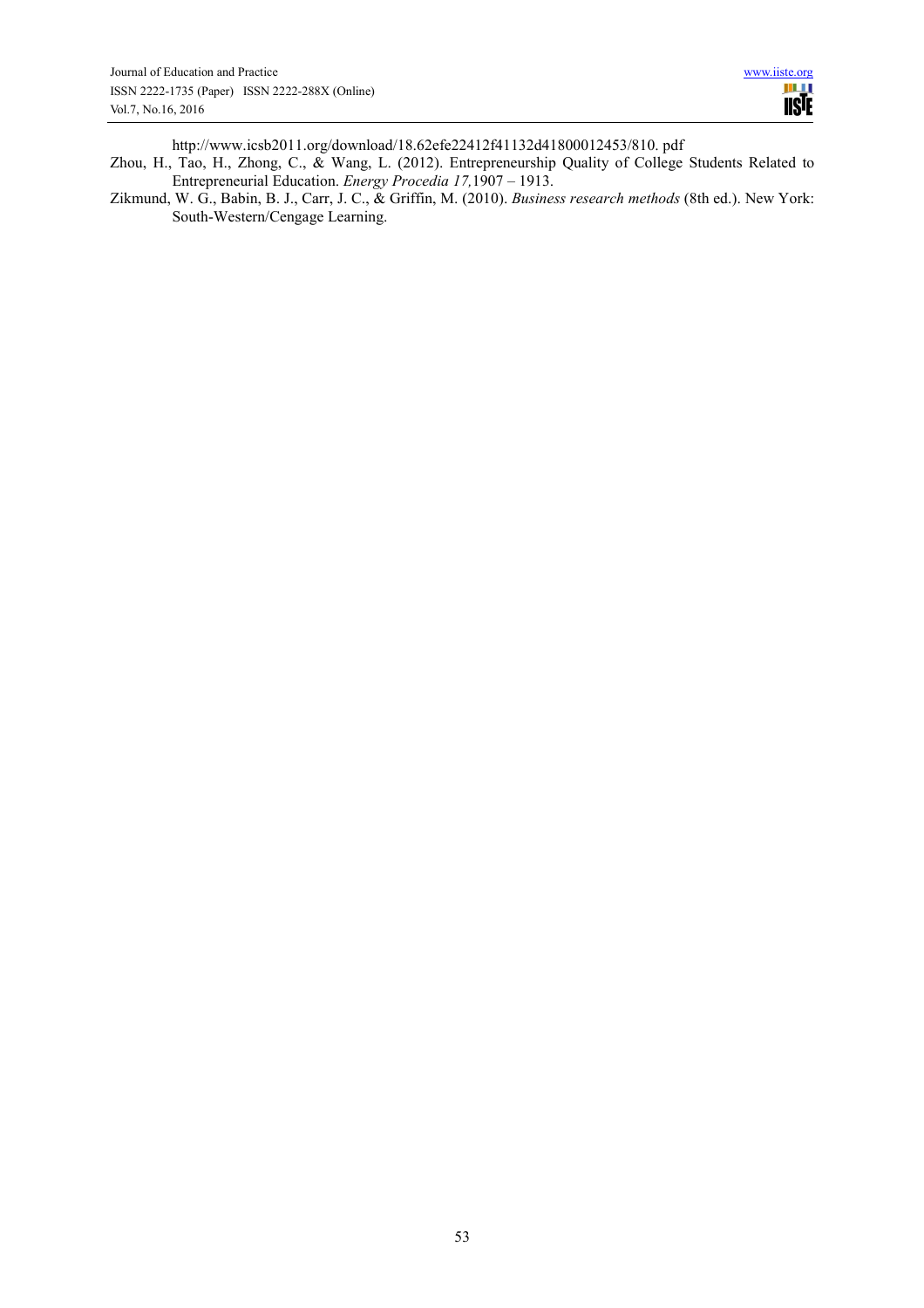http://www.icsb2011.org/download/18.62efe22412f41132d41800012453/810. pdf

Zhou, H., Tao, H., Zhong, C., & Wang, L. (2012). Entrepreneurship Quality of College Students Related to Entrepreneurial Education. *Energy Procedia 17,*1907 – 1913.

Zikmund, W. G., Babin, B. J., Carr, J. C., & Griffin, M. (2010). *Business research methods* (8th ed.). New York: South-Western/Cengage Learning.